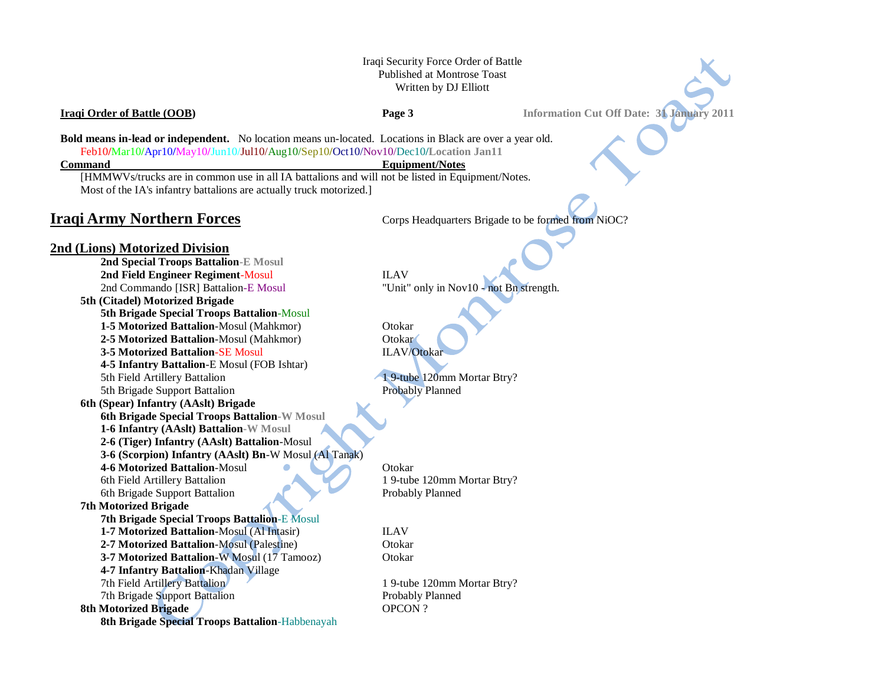Iraqi Security Force Order of Battle
Published at Montrose Toast
Written by DJ Elliott

**Iraqi Order of Battle (OOB)** | **Page 3** | **Information Cut Off Date: 31 January 2011**

**Bold means in-lead or independent.** No location means un-located. Locations in Black are over a year old.
Feb10/Mar10/Apr10/May10/Jun10/Jul10/Aug10/Sep10/Oct10/Nov10/Dec10/**Location Jan11**

| Command | Equipment/Notes |
|---|---|
| [HMMWVs/trucks are in common use in all IA battalions and will not be listed in Equipment/Notes. Most of the IA's infantry battalions are actually truck motorized.] | |

## Iraqi Army Northern Forces

Corps Headquarters Brigade to be formed from NiOC?

### 2nd (Lions) Motorized Division

| Command | Equipment/Notes |
|---|---|
| **2nd Special Troops Battalion**-E Mosul | |
| **2nd Field Engineer Regiment**-Mosul | ILAV |
| 2nd Commando [ISR] Battalion-E Mosul | "Unit" only in Nov10 - not Bn strength. |
| **5th (Citadel) Motorized Brigade** | |
| **5th Brigade Special Troops Battalion**-Mosul | |
| **1-5 Motorized Battalion**-Mosul (Mahkmor) | Otokar |
| **2-5 Motorized Battalion**-Mosul (Mahkmor) | Otokar |
| **3-5 Motorized Battalion**-SE Mosul | ILAV/Otokar |
| **4-5 Infantry Battalion**-E Mosul (FOB Ishtar) | |
| 5th Field Artillery Battalion | 1 9-tube 120mm Mortar Btry? |
| 5th Brigade Support Battalion | Probably Planned |
| **6th (Spear) Infantry (AAslt) Brigade** | |
| **6th Brigade Special Troops Battalion**-W Mosul | |
| **1-6 Infantry (AAslt) Battalion**-W Mosul | |
| **2-6 (Tiger) Infantry (AAslt) Battalion**-Mosul | |
| **3-6 (Scorpion) Infantry (AAslt) Bn**-W Mosul (Al Tanak) | |
| **4-6 Motorized Battalion**-Mosul | Otokar |
| 6th Field Artillery Battalion | 1 9-tube 120mm Mortar Btry? |
| 6th Brigade Support Battalion | Probably Planned |
| **7th Motorized Brigade** | |
| **7th Brigade Special Troops Battalion**-E Mosul | |
| **1-7 Motorized Battalion**-Mosul (Al Intasir) | ILAV |
| **2-7 Motorized Battalion**-Mosul (Palestine) | Otokar |
| **3-7 Motorized Battalion**-W Mosul (17 Tamooz) | Otokar |
| **4-7 Infantry Battalion**-Khadan Village | |
| 7th Field Artillery Battalion | 1 9-tube 120mm Mortar Btry? |
| 7th Brigade Support Battalion | Probably Planned |
| **8th Motorized Brigade** | OPCON ? |
| **8th Brigade Special Troops Battalion**-Habbenayah | |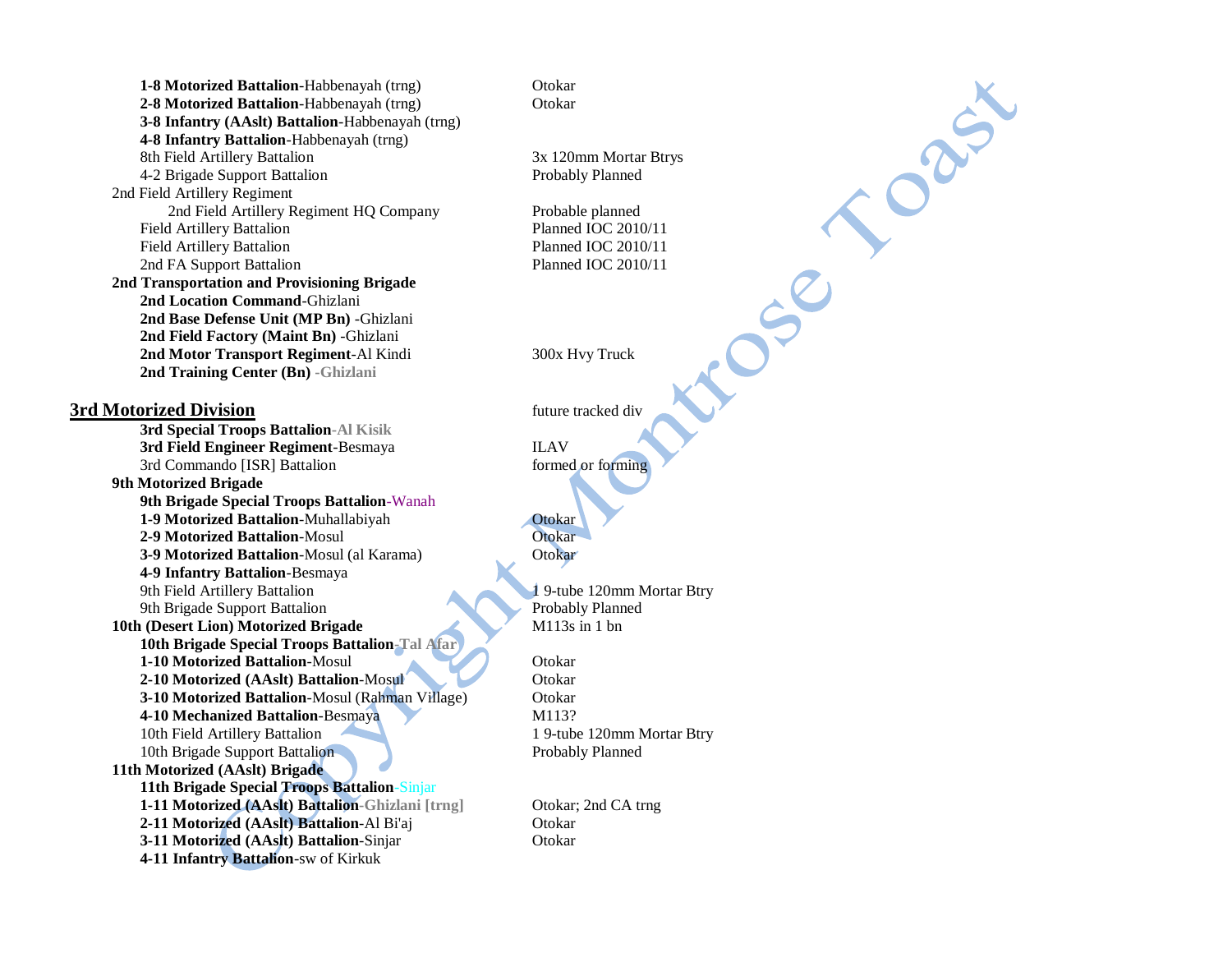| Unit | Notes |
|---|---|
| **1-8 Motorized Battalion**-Habbenayah (trng) | Otokar |
| **2-8 Motorized Battalion**-Habbenayah (trng) | Otokar |
| **3-8 Infantry (AAslt) Battalion**-Habbenayah (trng) | |
| **4-8 Infantry Battalion**-Habbenayah (trng) | |
| 8th Field Artillery Battalion | 3x 120mm Mortar Btrys |
| 4-2 Brigade Support Battalion | Probably Planned |
| 2nd Field Artillery Regiment | |
| 2nd Field Artillery Regiment HQ Company | Probable planned |
| Field Artillery Battalion | Planned IOC 2010/11 |
| Field Artillery Battalion | Planned IOC 2010/11 |
| 2nd FA Support Battalion | Planned IOC 2010/11 |
| **2nd Transportation and Provisioning Brigade** | |
| **2nd Location Command**-Ghizlani | |
| **2nd Base Defense Unit (MP Bn)** -Ghizlani | |
| **2nd Field Factory (Maint Bn)** -Ghizlani | |
| **2nd Motor Transport Regiment**-Al Kindi | 300x Hvy Truck |
| **2nd Training Center (Bn)** -**Ghizlani** | |

## 3rd Motorized Division

future tracked div

| Unit | Notes |
|---|---|
| **3rd Special Troops Battalion**-**Al Kisik** | |
| **3rd Field Engineer Regiment**-Besmaya | ILAV |
| 3rd Commando [ISR] Battalion | formed or forming |
| **9th Motorized Brigade** | |
| **9th Brigade Special Troops Battalion**-Wanah | |
| **1-9 Motorized Battalion**-Muhallabiyah | Otokar |
| **2-9 Motorized Battalion**-Mosul | Otokar |
| **3-9 Motorized Battalion**-Mosul (al Karama) | Otokar |
| **4-9 Infantry Battalion**-Besmaya | |
| 9th Field Artillery Battalion | 1 9-tube 120mm Mortar Btry |
| 9th Brigade Support Battalion | Probably Planned |
| **10th (Desert Lion) Motorized Brigade** | M113s in 1 bn |
| **10th Brigade Special Troops Battalion**-**Tal Afar** | |
| **1-10 Motorized Battalion**-Mosul | Otokar |
| **2-10 Motorized (AAslt) Battalion**-Mosul | Otokar |
| **3-10 Motorized Battalion**-Mosul (Rahman Village) | Otokar |
| **4-10 Mechanized Battalion**-Besmaya | M113? |
| 10th Field Artillery Battalion | 1 9-tube 120mm Mortar Btry |
| 10th Brigade Support Battalion | Probably Planned |
| **11th Motorized (AAslt) Brigade** | |
| **11th Brigade Special Troops Battalion**-Sinjar | |
| **1-11 Motorized (AAslt) Battalion**-**Ghizlani [trng]** | Otokar; 2nd CA trng |
| **2-11 Motorized (AAslt) Battalion**-Al Bi'aj | Otokar |
| **3-11 Motorized (AAslt) Battalion**-Sinjar | Otokar |
| **4-11 Infantry Battalion**-sw of Kirkuk | |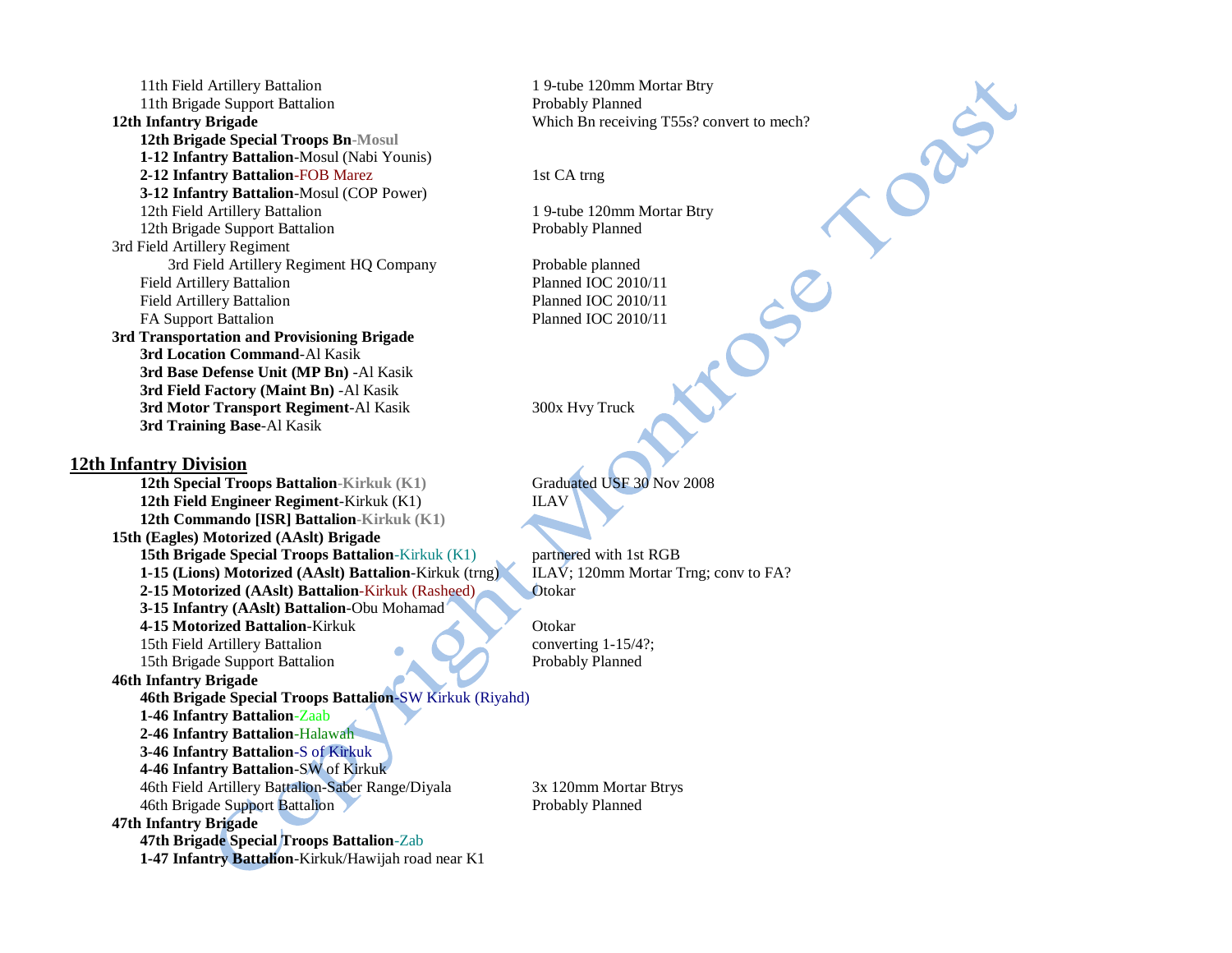11th Field Artillery Battalion — 1 9-tube 120mm Mortar Btry
11th Brigade Support Battalion — Probably Planned

**12th Infantry Brigade** — Which Bn receiving T55s? convert to mech?

- **12th Brigade Special Troops Bn**-Mosul
- **1-12 Infantry Battalion**-Mosul (Nabi Younis)
- **2-12 Infantry Battalion**-FOB Marez — 1st CA trng
- **3-12 Infantry Battalion**-Mosul (COP Power)
- 12th Field Artillery Battalion — 1 9-tube 120mm Mortar Btry
- 12th Brigade Support Battalion — Probably Planned

3rd Field Artillery Regiment

- 3rd Field Artillery Regiment HQ Company — Probable planned
- Field Artillery Battalion — Planned IOC 2010/11
- Field Artillery Battalion — Planned IOC 2010/11
- FA Support Battalion — Planned IOC 2010/11

**3rd Transportation and Provisioning Brigade**

- **3rd Location Command**-Al Kasik
- **3rd Base Defense Unit (MP Bn)** -Al Kasik
- **3rd Field Factory (Maint Bn)** -Al Kasik
- **3rd Motor Transport Regiment**-Al Kasik — 300x Hvy Truck
- **3rd Training Base**-Al Kasik

## 12th Infantry Division

- **12th Special Troops Battalion**-Kirkuk (K1) — Graduated USF 30 Nov 2008
- **12th Field Engineer Regiment**-Kirkuk (K1) — ILAV
- **12th Commando [ISR] Battalion**-Kirkuk (K1)

**15th (Eagles) Motorized (AAslt) Brigade**

- **15th Brigade Special Troops Battalion**-Kirkuk (K1) — partnered with 1st RGB
- **1-15 (Lions) Motorized (AAslt) Battalion**-Kirkuk (trng) — ILAV; 120mm Mortar Trng; conv to FA?
- **2-15 Motorized (AAslt) Battalion**-Kirkuk (Rasheed) — Otokar
- **3-15 Infantry (AAslt) Battalion**-Obu Mohamad
- **4-15 Motorized Battalion**-Kirkuk — Otokar
- 15th Field Artillery Battalion — converting 1-15/4?;
- 15th Brigade Support Battalion — Probably Planned

**46th Infantry Brigade**

- **46th Brigade Special Troops Battalion**-SW Kirkuk (Riyahd)
- **1-46 Infantry Battalion**-Zaab
- **2-46 Infantry Battalion**-Halawah
- **3-46 Infantry Battalion**-S of Kirkuk
- **4-46 Infantry Battalion**-SW of Kirkuk
- 46th Field Artillery Battalion-Saber Range/Diyala — 3x 120mm Mortar Btrys
- 46th Brigade Support Battalion — Probably Planned

**47th Infantry Brigade**

- **47th Brigade Special Troops Battalion**-Zab
- **1-47 Infantry Battalion**-Kirkuk/Hawijah road near K1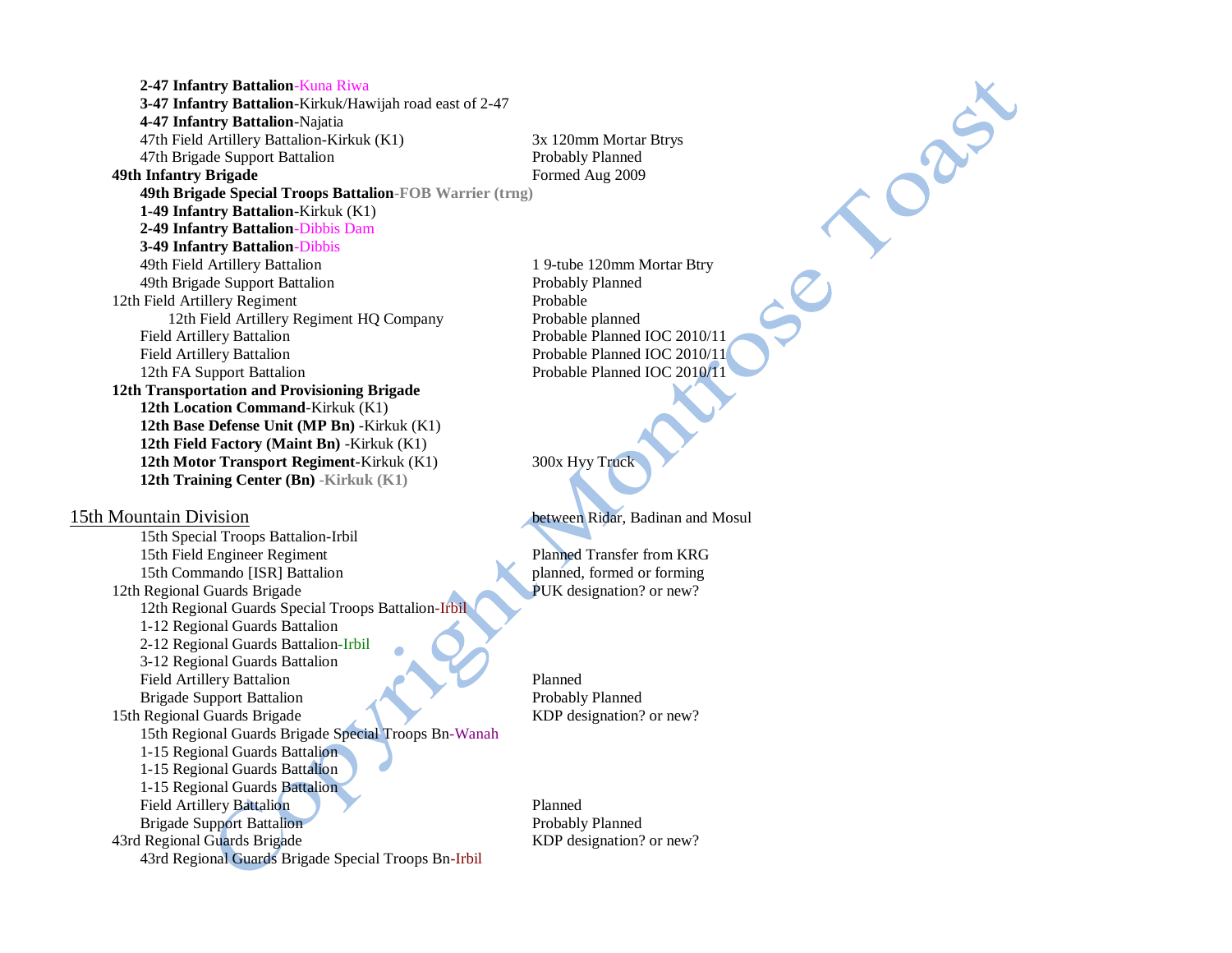**2-47 Infantry Battalion**-Kuna Riwa

**3-47 Infantry Battalion**-Kirkuk/Hawijah road east of 2-47

**4-47 Infantry Battalion**-Najatia

47th Field Artillery Battalion-Kirkuk (K1) — 3x 120mm Mortar Btrys

47th Brigade Support Battalion — Probably Planned

**49th Infantry Brigade** — Formed Aug 2009

**49th Brigade Special Troops Battalion**-**FOB Warrier (trng)**

**1-49 Infantry Battalion**-Kirkuk (K1)

**2-49 Infantry Battalion**-Dibbis Dam

**3-49 Infantry Battalion**-Dibbis

49th Field Artillery Battalion — 1 9-tube 120mm Mortar Btry

49th Brigade Support Battalion — Probably Planned

12th Field Artillery Regiment — Probable

12th Field Artillery Regiment HQ Company — Probable planned

Field Artillery Battalion — Probable Planned IOC 2010/11

Field Artillery Battalion — Probable Planned IOC 2010/11

12th FA Support Battalion — Probable Planned IOC 2010/11

**12th Transportation and Provisioning Brigade**

**12th Location Command**-Kirkuk (K1)

**12th Base Defense Unit (MP Bn)** -Kirkuk (K1)

**12th Field Factory (Maint Bn)** -Kirkuk (K1)

**12th Motor Transport Regiment**-Kirkuk (K1) — 300x Hvy Truck

**12th Training Center (Bn)** **-Kirkuk (K1)**

<u>15th Mountain Division</u> — between Ridar, Badinan and Mosul

15th Special Troops Battalion-Irbil

15th Field Engineer Regiment — Planned Transfer from KRG

15th Commando [ISR] Battalion — planned, formed or forming

12th Regional Guards Brigade — PUK designation? or new?

12th Regional Guards Special Troops Battalion-Irbil

1-12 Regional Guards Battalion

2-12 Regional Guards Battalion-Irbil

3-12 Regional Guards Battalion

Field Artillery Battalion — Planned

Brigade Support Battalion — Probably Planned

15th Regional Guards Brigade — KDP designation? or new?

15th Regional Guards Brigade Special Troops Bn-Wanah

1-15 Regional Guards Battalion

1-15 Regional Guards Battalion

1-15 Regional Guards Battalion

Field Artillery Battalion — Planned

Brigade Support Battalion — Probably Planned

43rd Regional Guards Brigade — KDP designation? or new?

43rd Regional Guards Brigade Special Troops Bn-Irbil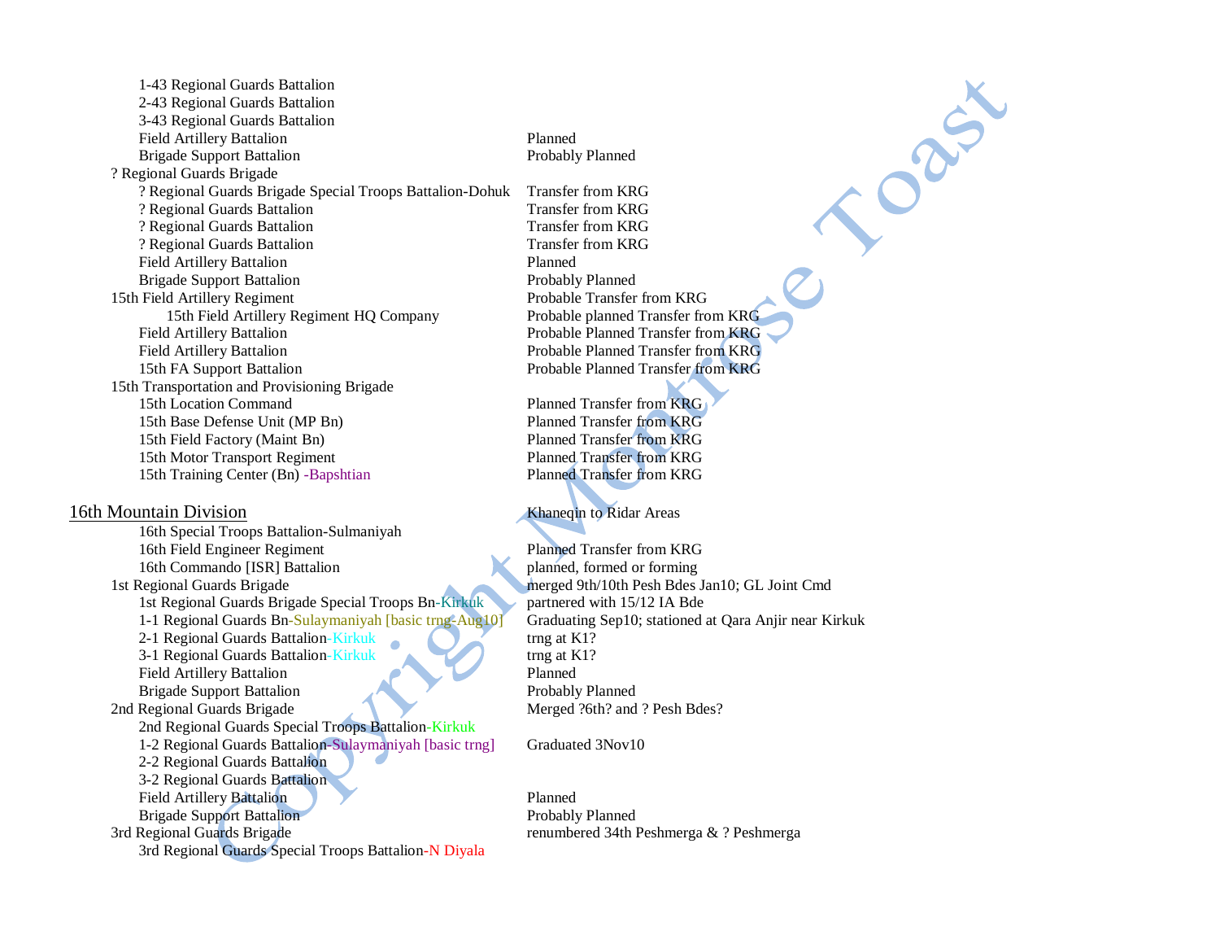| Unit | Notes |
| --- | --- |
| 1-43 Regional Guards Battalion | |
| 2-43 Regional Guards Battalion | |
| 3-43 Regional Guards Battalion | |
| Field Artillery Battalion | Planned |
| Brigade Support Battalion | Probably Planned |
| ? Regional Guards Brigade | |
| ? Regional Guards Brigade Special Troops Battalion-Dohuk | Transfer from KRG |
| ? Regional Guards Battalion | Transfer from KRG |
| ? Regional Guards Battalion | Transfer from KRG |
| ? Regional Guards Battalion | Transfer from KRG |
| Field Artillery Battalion | Planned |
| Brigade Support Battalion | Probably Planned |
| 15th Field Artillery Regiment | Probable Transfer from KRG |
| 15th Field Artillery Regiment HQ Company | Probable planned Transfer from KRG |
| Field Artillery Battalion | Probable Planned Transfer from KRG |
| Field Artillery Battalion | Probable Planned Transfer from KRG |
| 15th FA Support Battalion | Probable Planned Transfer from KRG |
| 15th Transportation and Provisioning Brigade | |
| 15th Location Command | Planned Transfer from KRG |
| 15th Base Defense Unit (MP Bn) | Planned Transfer from KRG |
| 15th Field Factory (Maint Bn) | Planned Transfer from KRG |
| 15th Motor Transport Regiment | Planned Transfer from KRG |
| 15th Training Center (Bn) -Bapshtian | Planned Transfer from KRG |

## 16th Mountain Division

| Unit | Notes |
| --- | --- |
| 16th Mountain Division | Khaneqin to Ridar Areas |
| 16th Special Troops Battalion-Sulmaniyah | |
| 16th Field Engineer Regiment | Planned Transfer from KRG |
| 16th Commando [ISR] Battalion | planned, formed or forming |
| 1st Regional Guards Brigade | merged 9th/10th Pesh Bdes Jan10; GL Joint Cmd |
| 1st Regional Guards Brigade Special Troops Bn-Kirkuk | partnered with 15/12 IA Bde |
| 1-1 Regional Guards Bn-Sulaymaniyah [basic trng-Aug10] | Graduating Sep10; stationed at Qara Anjir near Kirkuk |
| 2-1 Regional Guards Battalion-Kirkuk | trng at K1? |
| 3-1 Regional Guards Battalion-Kirkuk | trng at K1? |
| Field Artillery Battalion | Planned |
| Brigade Support Battalion | Probably Planned |
| 2nd Regional Guards Brigade | Merged ?6th? and ? Pesh Bdes? |
| 2nd Regional Guards Special Troops Battalion-Kirkuk | |
| 1-2 Regional Guards Battalion-Sulaymaniyah [basic trng] | Graduated 3Nov10 |
| 2-2 Regional Guards Battalion | |
| 3-2 Regional Guards Battalion | |
| Field Artillery Battalion | Planned |
| Brigade Support Battalion | Probably Planned |
| 3rd Regional Guards Brigade | renumbered 34th Peshmerga & ? Peshmerga |
| 3rd Regional Guards Special Troops Battalion-N Diyala | |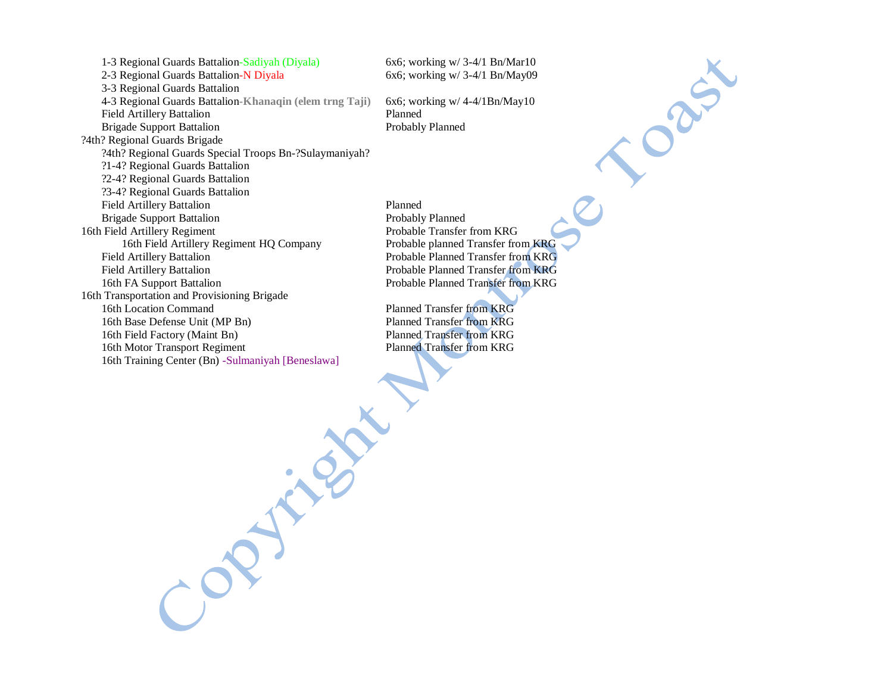| | |
|---|---|
| 1-3 Regional Guards Battalion-Sadiyah (Diyala) | 6x6; working w/ 3-4/1 Bn/Mar10 |
| 2-3 Regional Guards Battalion-N Diyala | 6x6; working w/ 3-4/1 Bn/May09 |
| 3-3 Regional Guards Battalion | |
| 4-3 Regional Guards Battalion-**Khanaqin (elem trng Taji)** | 6x6; working w/ 4-4/1Bn/May10 |
| Field Artillery Battalion | Planned |
| Brigade Support Battalion | Probably Planned |
| ?4th? Regional Guards Brigade | |
| ?4th? Regional Guards Special Troops Bn-?Sulaymaniyah? | |
| ?1-4? Regional Guards Battalion | |
| ?2-4? Regional Guards Battalion | |
| ?3-4? Regional Guards Battalion | |
| Field Artillery Battalion | Planned |
| Brigade Support Battalion | Probably Planned |
| 16th Field Artillery Regiment | Probable Transfer from KRG |
| 16th Field Artillery Regiment HQ Company | Probable planned Transfer from KRG |
| Field Artillery Battalion | Probable Planned Transfer from KRG |
| Field Artillery Battalion | Probable Planned Transfer from KRG |
| 16th FA Support Battalion | Probable Planned Transfer from KRG |
| 16th Transportation and Provisioning Brigade | |
| 16th Location Command | Planned Transfer from KRG |
| 16th Base Defense Unit (MP Bn) | Planned Transfer from KRG |
| 16th Field Factory (Maint Bn) | Planned Transfer from KRG |
| 16th Motor Transport Regiment | Planned Transfer from KRG |
| 16th Training Center (Bn) -Sulmaniyah [Beneslawa] | |